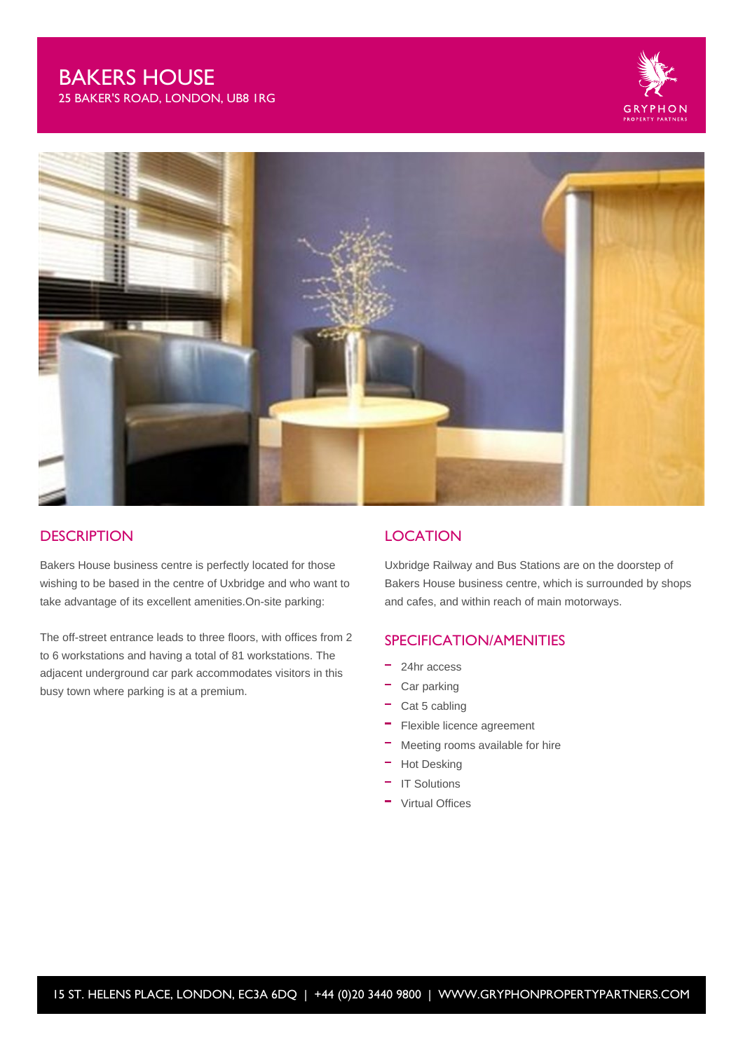# BAKERS HOUSE

25 BAKER'S ROAD, LONDON, UB8 1RG

## DESCRIPTION

Bakers House business centre is perfectly located for those wishing to be based in the centre of Uxbridge and who want to take advantage of its excellent amenities.On-site parking:

The off-street entrance leads to three floors, with offices from 2 to 6 workstations and having a total of 81 workstations. The adjacent underground car park accommodates visitors in this busy town where parking is at a premium.

## LOCATION

Uxbridge Railway and Bus Stations are on the doorstep of Bakers House business centre, which is surrounded by shops and cafes, and within reach of main motorways.

## SPECIFICATION/AMENITIES

- 24hr access
- Car parking
- Cat 5 cabling
- Flexible licence agreement
- Meeting rooms available for hire
- Hot Desking
- IT Solutions
- Virtual Offices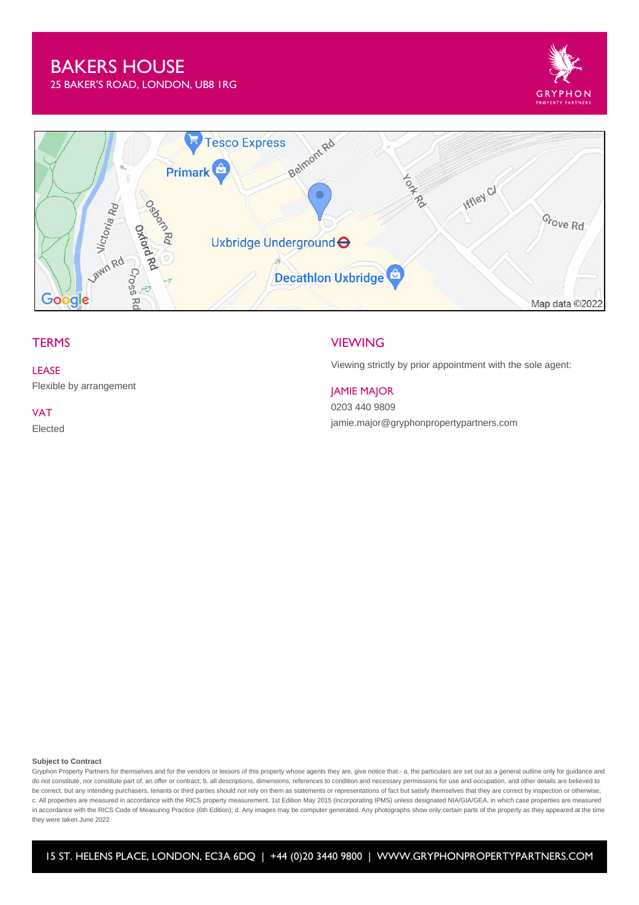# BAKERS HOUSE

25 BAKER'S ROAD, LONDON, UB8 1RG

Tesco Express
Primark
Belmont Rd
York Rd
Iffley Cl
Grove Rd
Victoria Rd
Osborn Rd
Oxford Rd
Lawn Rd
Cross Rd
Uxbridge Underground
Decathlon Uxbridge
Google
Map data ©2022

## TERMS

### LEASE

Flexible by arrangement

### VAT

Elected

## VIEWING

Viewing strictly by prior appointment with the sole agent:

### JAMIE MAJOR

0203 440 9809

jamie.major@gryphonpropertypartners.com

**Subject to Contract**

Gryphon Property Partners for themselves and for the vendors or lessors of this property whose agents they are, give notice that:- a. the particulars are set out as a general outline only for guidance and do not constitute, nor constitute part of, an offer or contract; b. all descriptions, dimensions, references to condition and necessary permissions for use and occupation, and other details are believed to be correct, but any intending purchasers, tenants or third parties should not rely on them as statements or representations of fact but satisfy themselves that they are correct by inspection or otherwise; c. All properties are measured in accordance with the RICS property measurement, 1st Edition May 2015 (incorporating IPMS) unless designated NIA/GIA/GEA, in which case properties are measured in accordance with the RICS Code of Measuring Practice (6th Edition); d. Any images may be computer generated. Any photographs show only certain parts of the property as they appeared at the time they were taken.June 2022

15 ST. HELENS PLACE, LONDON, EC3A 6DQ | +44 (0)20 3440 9800 | WWW.GRYPHONPROPERTYPARTNERS.COM